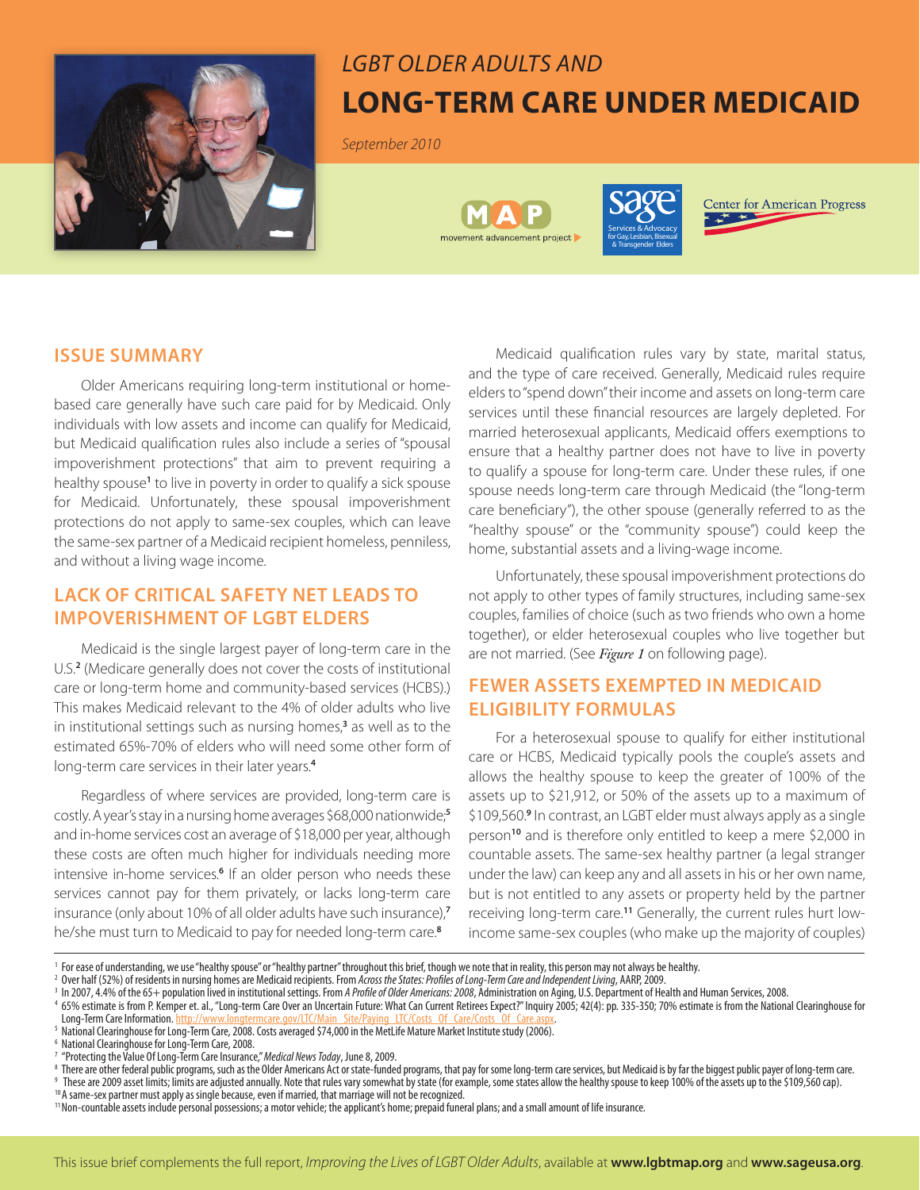*LGBT OLDER ADULTS AND*

# LONG-TERM CARE UNDER MEDICAID

*September 2010*

## ISSUE SUMMARY

Older Americans requiring long-term institutional or home-based care generally have such care paid for by Medicaid. Only individuals with low assets and income can qualify for Medicaid, but Medicaid qualification rules also include a series of "spousal impoverishment protections" that aim to prevent requiring a healthy spouse[1] to live in poverty in order to qualify a sick spouse for Medicaid. Unfortunately, these spousal impoverishment protections do not apply to same-sex couples, which can leave the same-sex partner of a Medicaid recipient homeless, penniless, and without a living wage income.

## LACK OF CRITICAL SAFETY NET LEADS TO IMPOVERISHMENT OF LGBT ELDERS

Medicaid is the single largest payer of long-term care in the U.S.[2] (Medicare generally does not cover the costs of institutional care or long-term home and community-based services (HCBS).) This makes Medicaid relevant to the 4% of older adults who live in institutional settings such as nursing homes,[3] as well as to the estimated 65%-70% of elders who will need some other form of long-term care services in their later years.[4]

Regardless of where services are provided, long-term care is costly. A year's stay in a nursing home averages $68,000 nationwide;[5] and in-home services cost an average of $18,000 per year, although these costs are often much higher for individuals needing more intensive in-home services.[6] If an older person who needs these services cannot pay for them privately, or lacks long-term care insurance (only about 10% of all older adults have such insurance),[7] he/she must turn to Medicaid to pay for needed long-term care.[8]

Medicaid qualification rules vary by state, marital status, and the type of care received. Generally, Medicaid rules require elders to "spend down" their income and assets on long-term care services until these financial resources are largely depleted. For married heterosexual applicants, Medicaid offers exemptions to ensure that a healthy partner does not have to live in poverty to qualify a spouse for long-term care. Under these rules, if one spouse needs long-term care through Medicaid (the "long-term care beneficiary"), the other spouse (generally referred to as the "healthy spouse" or the "community spouse") could keep the home, substantial assets and a living-wage income.

Unfortunately, these spousal impoverishment protections do not apply to other types of family structures, including same-sex couples, families of choice (such as two friends who own a home together), or elder heterosexual couples who live together but are not married. (See *Figure 1* on following page).

## FEWER ASSETS EXEMPTED IN MEDICAID ELIGIBILITY FORMULAS

For a heterosexual spouse to qualify for either institutional care or HCBS, Medicaid typically pools the couple's assets and allows the healthy spouse to keep the greater of 100% of the assets up to $21,912, or 50% of the assets up to a maximum of $109,560.[9] In contrast, an LGBT elder must always apply as a single person[10] and is therefore only entitled to keep a mere $2,000 in countable assets. The same-sex healthy partner (a legal stranger under the law) can keep any and all assets in his or her own name, but is not entitled to any assets or property held by the partner receiving long-term care.[11] Generally, the current rules hurt low-income same-sex couples (who make up the majority of couples)

---

[1] For ease of understanding, we use "healthy spouse" or "healthy partner" throughout this brief, though we note that in reality, this person may not always be healthy.

[2] Over half (52%) of residents in nursing homes are Medicaid recipients. From *Across the States: Profiles of Long-Term Care and Independent Living*, AARP, 2009.

[3] In 2007, 4.4% of the 65+ population lived in institutional settings. From *A Profile of Older Americans: 2008*, Administration on Aging, U.S. Department of Health and Human Services, 2008.

[4] 65% estimate is from P. Kemper et. al., "Long-term Care Over an Uncertain Future: What Can Current Retirees Expect?" Inquiry 2005; 42(4): pp. 335-350; 70% estimate is from the National Clearinghouse for Long-Term Care Information. http://www.longtermcare.gov/LTC/Main_Site/Paying_LTC/Costs_Of_Care/Costs_Of_Care.aspx.

[5] National Clearinghouse for Long-Term Care, 2008. Costs averaged $74,000 in the MetLife Mature Market Institute study (2006).

[6] National Clearinghouse for Long-Term Care, 2008.

[7] "Protecting the Value Of Long-Term Care Insurance," *Medical News Today*, June 8, 2009.

[8] There are other federal public programs, such as the Older Americans Act or state-funded programs, that pay for some long-term care services, but Medicaid is by far the biggest public payer of long-term care.

[9] These are 2009 asset limits; limits are adjusted annually. Note that rules vary somewhat by state (for example, some states allow the healthy spouse to keep 100% of the assets up to the $109,560 cap).

[10] A same-sex partner must apply as single because, even if married, that marriage will not be recognized.

[11] Non-countable assets include personal possessions; a motor vehicle; the applicant's home; prepaid funeral plans; and a small amount of life insurance.

This issue brief complements the full report, *Improving the Lives of LGBT Older Adults*, available at **www.lgbtmap.org** and **www.sageusa.org**.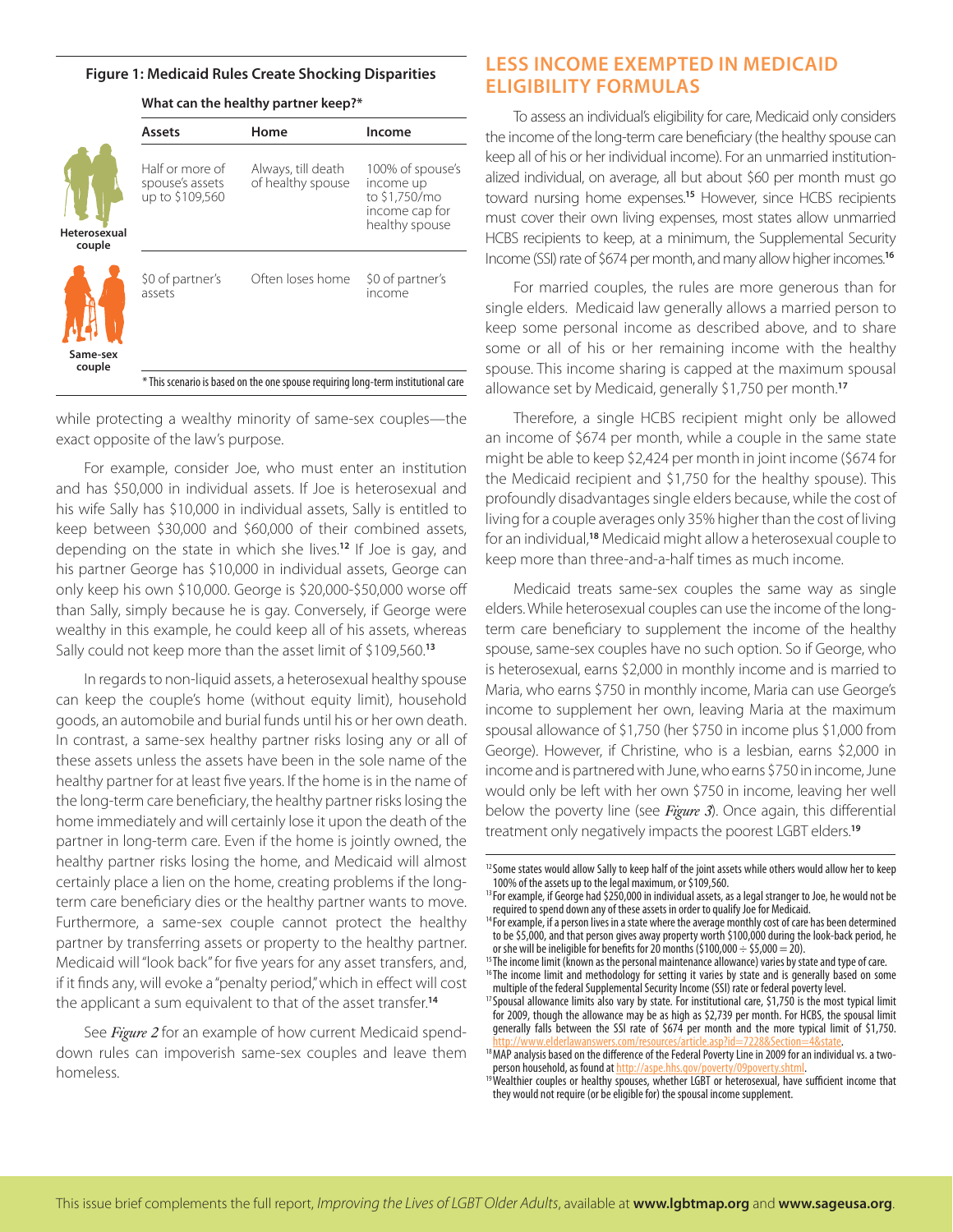**Figure 1: Medicaid Rules Create Shocking Disparities**

**What can the healthy partner keep?***

| | Assets | Home | Income |
|---|---|---|---|
| Heterosexual couple | Half or more of spouse's assets up to $109,560 | Always, till death of healthy spouse | 100% of spouse's income up to $1,750/mo income cap for healthy spouse |
| Same-sex couple | $0 of partner's assets | Often loses home | $0 of partner's income |

* This scenario is based on the one spouse requiring long-term institutional care

while protecting a wealthy minority of same-sex couples—the exact opposite of the law's purpose.

For example, consider Joe, who must enter an institution and has $50,000 in individual assets. If Joe is heterosexual and his wife Sally has $10,000 in individual assets, Sally is entitled to keep between $30,000 and $60,000 of their combined assets, depending on the state in which she lives.[12] If Joe is gay, and his partner George has $10,000 in individual assets, George can only keep his own $10,000. George is $20,000-$50,000 worse off than Sally, simply because he is gay. Conversely, if George were wealthy in this example, he could keep all of his assets, whereas Sally could not keep more than the asset limit of $109,560.[13]

In regards to non-liquid assets, a heterosexual healthy spouse can keep the couple's home (without equity limit), household goods, an automobile and burial funds until his or her own death. In contrast, a same-sex healthy partner risks losing any or all of these assets unless the assets have been in the sole name of the healthy partner for at least five years. If the home is in the name of the long-term care beneficiary, the healthy partner risks losing the home immediately and will certainly lose it upon the death of the partner in long-term care. Even if the home is jointly owned, the healthy partner risks losing the home, and Medicaid will almost certainly place a lien on the home, creating problems if the long-term care beneficiary dies or the healthy partner wants to move. Furthermore, a same-sex couple cannot protect the healthy partner by transferring assets or property to the healthy partner. Medicaid will "look back" for five years for any asset transfers, and, if it finds any, will evoke a "penalty period," which in effect will cost the applicant a sum equivalent to that of the asset transfer.[14]

See *Figure 2* for an example of how current Medicaid spend-down rules can impoverish same-sex couples and leave them homeless.

## LESS INCOME EXEMPTED IN MEDICAID ELIGIBILITY FORMULAS

To assess an individual's eligibility for care, Medicaid only considers the income of the long-term care beneficiary (the healthy spouse can keep all of his or her individual income). For an unmarried institutionalized individual, on average, all but about $60 per month must go toward nursing home expenses.[15] However, since HCBS recipients must cover their own living expenses, most states allow unmarried HCBS recipients to keep, at a minimum, the Supplemental Security Income (SSI) rate of $674 per month, and many allow higher incomes.[16]

For married couples, the rules are more generous than for single elders. Medicaid law generally allows a married person to keep some personal income as described above, and to share some or all of his or her remaining income with the healthy spouse. This income sharing is capped at the maximum spousal allowance set by Medicaid, generally $1,750 per month.[17]

Therefore, a single HCBS recipient might only be allowed an income of $674 per month, while a couple in the same state might be able to keep $2,424 per month in joint income ($674 for the Medicaid recipient and $1,750 for the healthy spouse). This profoundly disadvantages single elders because, while the cost of living for a couple averages only 35% higher than the cost of living for an individual,[18] Medicaid might allow a heterosexual couple to keep more than three-and-a-half times as much income.

Medicaid treats same-sex couples the same way as single elders. While heterosexual couples can use the income of the long-term care beneficiary to supplement the income of the healthy spouse, same-sex couples have no such option. So if George, who is heterosexual, earns $2,000 in monthly income and is married to Maria, who earns $750 in monthly income, Maria can use George's income to supplement her own, leaving Maria at the maximum spousal allowance of $1,750 (her $750 in income plus $1,000 from George). However, if Christine, who is a lesbian, earns $2,000 in income and is partnered with June, who earns $750 in income, June would only be left with her own $750 in income, leaving her well below the poverty line (see *Figure 3*). Once again, this differential treatment only negatively impacts the poorest LGBT elders.[19]

[12] Some states would allow Sally to keep half of the joint assets while others would allow her to keep 100% of the assets up to the legal maximum, or $109,560.

[13] For example, if George had $250,000 in individual assets, as a legal stranger to Joe, he would not be required to spend down any of these assets in order to qualify Joe for Medicaid.

[14] For example, if a person lives in a state where the average monthly cost of care has been determined to be $5,000, and that person gives away property worth $100,000 during the look-back period, he or she will be ineligible for benefits for 20 months ($100,000 ÷ $5,000 = 20).

[15] The income limit (known as the personal maintenance allowance) varies by state and type of care.

[16] The income limit and methodology for setting it varies by state and is generally based on some multiple of the federal Supplemental Security Income (SSI) rate or federal poverty level.

[17] Spousal allowance limits also vary by state. For institutional care, $1,750 is the most typical limit for 2009, though the allowance may be as high as $2,739 per month. For HCBS, the spousal limit generally falls between the SSI rate of $674 per month and the more typical limit of $1,750. http://www.elderlawanswers.com/resources/article.asp?id=7228&Section=4&state.

[18] MAP analysis based on the difference of the Federal Poverty Line in 2009 for an individual vs. a two-person household, as found at http://aspe.hhs.gov/poverty/09poverty.shtml.

[19] Wealthier couples or healthy spouses, whether LGBT or heterosexual, have sufficient income that they would not require (or be eligible for) the spousal income supplement.

This issue brief complements the full report, *Improving the Lives of LGBT Older Adults*, available at **www.lgbtmap.org** and **www.sageusa.org**.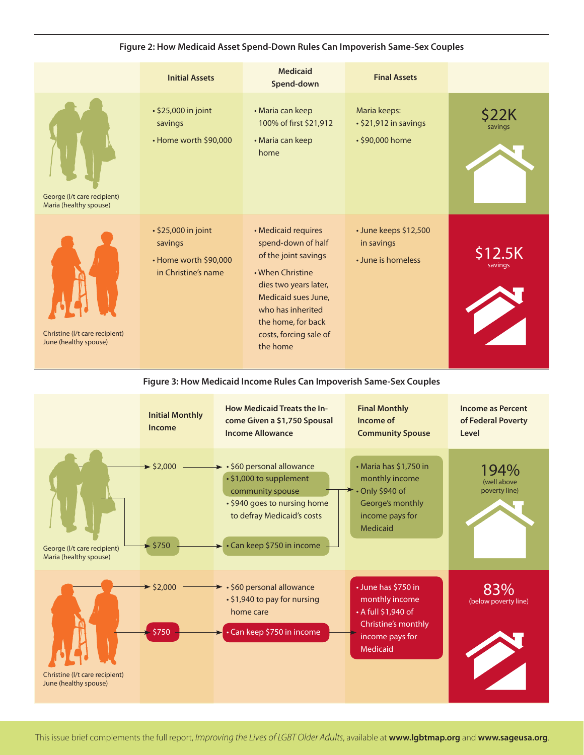**Figure 2: How Medicaid Asset Spend-Down Rules Can Impoverish Same-Sex Couples**

| | Initial Assets | Medicaid Spend-down | Final Assets | |
|---|---|---|---|---|
| George (l/t care recipient)<br>Maria (healthy spouse) | • $25,000 in joint savings<br>• Home worth $90,000 | • Maria can keep 100% of first $21,912<br>• Maria can keep home | Maria keeps:<br>• $21,912 in savings<br>• $90,000 home | $22K savings |
| Christine (l/t care recipient)<br>June (healthy spouse) | • $25,000 in joint savings<br>• Home worth $90,000 in Christine's name | • Medicaid requires spend-down of half of the joint savings<br>• When Christine dies two years later, Medicaid sues June, who has inherited the home, for back costs, forcing sale of the home | • June keeps $12,500 in savings<br>• June is homeless | $12.5K savings |

**Figure 3: How Medicaid Income Rules Can Impoverish Same-Sex Couples**

| | Initial Monthly Income | How Medicaid Treats the Income Given a $1,750 Spousal Income Allowance | Final Monthly Income of Community Spouse | Income as Percent of Federal Poverty Level |
|---|---|---|---|---|
| George (l/t care recipient)<br>Maria (healthy spouse) | $2,000<br>$750 | • $60 personal allowance<br>• $1,000 to supplement community spouse<br>• $940 goes to nursing home to defray Medicaid's costs<br>• Can keep $750 in income | • Maria has $1,750 in monthly income<br>• Only $940 of George's monthly income pays for Medicaid | 194% (well above poverty line) |
| Christine (l/t care recipient)<br>June (healthy spouse) | $2,000<br>$750 | • $60 personal allowance<br>• $1,940 to pay for nursing home care<br>• Can keep $750 in income | • June has $750 in monthly income<br>• A full $1,940 of Christine's monthly income pays for Medicaid | 83% (below poverty line) |

This issue brief complements the full report, *Improving the Lives of LGBT Older Adults*, available at **www.lgbtmap.org** and **www.sageusa.org**.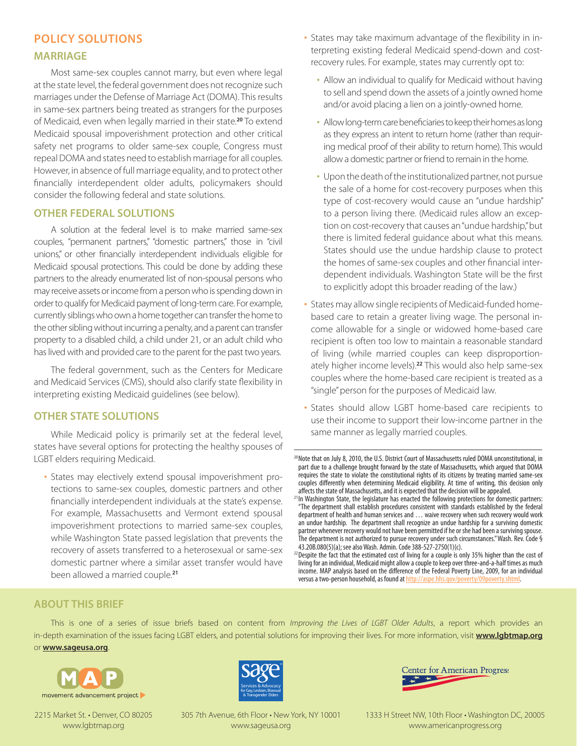## POLICY SOLUTIONS

### MARRIAGE

Most same-sex couples cannot marry, but even where legal at the state level, the federal government does not recognize such marriages under the Defense of Marriage Act (DOMA). This results in same-sex partners being treated as strangers for the purposes of Medicaid, even when legally married in their state.[20] To extend Medicaid spousal impoverishment protection and other critical safety net programs to older same-sex couple, Congress must repeal DOMA and states need to establish marriage for all couples. However, in absence of full marriage equality, and to protect other financially interdependent older adults, policymakers should consider the following federal and state solutions.

### OTHER FEDERAL SOLUTIONS

A solution at the federal level is to make married same-sex couples, "permanent partners," "domestic partners," those in "civil unions," or other financially interdependent individuals eligible for Medicaid spousal protections. This could be done by adding these partners to the already enumerated list of non-spousal persons who may receive assets or income from a person who is spending down in order to qualify for Medicaid payment of long-term care. For example, currently siblings who own a home together can transfer the home to the other sibling without incurring a penalty, and a parent can transfer property to a disabled child, a child under 21, or an adult child who has lived with and provided care to the parent for the past two years.

The federal government, such as the Centers for Medicare and Medicaid Services (CMS), should also clarify state flexibility in interpreting existing Medicaid guidelines (see below).

### OTHER STATE SOLUTIONS

While Medicaid policy is primarily set at the federal level, states have several options for protecting the healthy spouses of LGBT elders requiring Medicaid.

- States may electively extend spousal impoverishment protections to same-sex couples, domestic partners and other financially interdependent individuals at the state's expense. For example, Massachusetts and Vermont extend spousal impoverishment protections to married same-sex couples, while Washington State passed legislation that prevents the recovery of assets transferred to a heterosexual or same-sex domestic partner where a similar asset transfer would have been allowed a married couple.[21]
- States may take maximum advantage of the flexibility in interpreting existing federal Medicaid spend-down and cost-recovery rules. For example, states may currently opt to:
  - Allow an individual to qualify for Medicaid without having to sell and spend down the assets of a jointly owned home and/or avoid placing a lien on a jointly-owned home.
  - Allow long-term care beneficiaries to keep their homes as long as they express an intent to return home (rather than requiring medical proof of their ability to return home). This would allow a domestic partner or friend to remain in the home.
  - Upon the death of the institutionalized partner, not pursue the sale of a home for cost-recovery purposes when this type of cost-recovery would cause an "undue hardship" to a person living there. (Medicaid rules allow an exception on cost-recovery that causes an "undue hardship," but there is limited federal guidance about what this means. States should use the undue hardship clause to protect the homes of same-sex couples and other financial interdependent individuals. Washington State will be the first to explicitly adopt this broader reading of the law.)
- States may allow single recipients of Medicaid-funded home-based care to retain a greater living wage. The personal income allowable for a single or widowed home-based care recipient is often too low to maintain a reasonable standard of living (while married couples can keep disproportionately higher income levels).[22] This would also help same-sex couples where the home-based care recipient is treated as a "single" person for the purposes of Medicaid law.
- States should allow LGBT home-based care recipients to use their income to support their low-income partner in the same manner as legally married couples.

---

[20] Note that on July 8, 2010, the U.S. District Court of Massachusetts ruled DOMA unconstitutional, in part due to a challenge brought forward by the state of Massachusetts, which argued that DOMA requires the state to violate the constitutional rights of its citizens by treating married same-sex couples differently when determining Medicaid eligibility. At time of writing, this decision only affects the state of Massachusetts, and it is expected that the decision will be appealed.

[21] In Washington State, the legislature has enacted the following protections for domestic partners: "The department shall establish procedures consistent with standards established by the federal department of health and human services and … waive recovery when such recovery would work an undue hardship. The department shall recognize an undue hardship for a surviving domestic partner whenever recovery would not have been permitted if he or she had been a surviving spouse. The department is not authorized to pursue recovery under such circumstances." Wash. Rev. Code § 43.20B.080(5)(a); see also Wash. Admin. Code 388-527-2750(1)(c).

[22] Despite the fact that the estimated cost of living for a couple is only 35% higher than the cost of living for an individual, Medicaid might allow a couple to keep over three-and-a-half times as much income. MAP analysis based on the difference of the Federal Poverty Line, 2009, for an individual versus a two-person household, as found at http://aspe.hhs.gov/poverty/09poverty.shtml.

## ABOUT THIS BRIEF

This is one of a series of issue briefs based on content from *Improving the Lives of LGBT Older Adults*, a report which provides an in-depth examination of the issues facing LGBT elders, and potential solutions for improving their lives. For more information, visit **www.lgbtmap.org** or **www.sageusa.org**.

MAP movement advancement project

2215 Market St. • Denver, CO 80205
www.lgbtmap.org

sage — Services & Advocacy for Gay, Lesbian, Bisexual & Transgender Elders

305 7th Avenue, 6th Floor • New York, NY 10001
www.sageusa.org

Center for American Progress

1333 H Street NW, 10th Floor • Washington DC, 20005
www.americanprogress.org